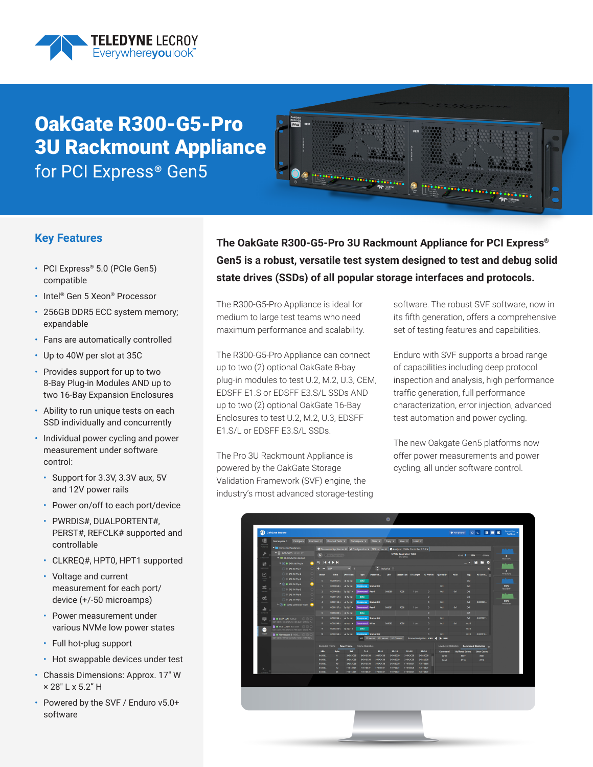# OakGate R300-G5-Pro 3U Rackmount Appliance

## for PCI Express® Gen5

### Key Features

- PCI Express® 5.0 (PCIe Gen5) compatible
- Intel® Gen 5 Xeon® Processor
- 256GB DDR5 ECC system memory; expandable
- Fans are automatically controlled
- Up to 40W per slot at 35C
- Provides support for up to two 8-Bay Plug-in Modules AND up to two 16-Bay Expansion Enclosures
- Ability to run unique tests on each SSD individually and concurrently
- Individual power cycling and power measurement under software control:
  - Support for 3.3V, 3.3V aux, 5V and 12V power rails
  - Power on/off to each port/device
  - PWRDIS#, DUALPORTENT#, PERST#, REFCLK# supported and controllable
  - CLKREQ#, HPT0, HPT1 supported
  - Voltage and current measurement for each port/device (+/-50 microamps)
  - Power measurement under various NVMe low power states
  - Full hot-plug support
  - Hot swappable devices under test
- Chassis Dimensions: Approx. 17" W × 28" L x 5.2" H
- Powered by the SVF / Enduro v5.0+ software

**The OakGate R300-G5-Pro 3U Rackmount Appliance for PCI Express® Gen5 is a robust, versatile test system designed to test and debug solid state drives (SSDs) of all popular storage interfaces and protocols.**

The R300-G5-Pro Appliance is ideal for medium to large test teams who need maximum performance and scalability.

The R300-G5-Pro Appliance can connect up to two (2) optional OakGate 8-bay plug-in modules to test U.2, M.2, U.3, CEM, EDSFF E1.S or EDSFF E3.S/L SSDs AND up to two (2) optional OakGate 16-Bay Enclosures to test U.2, M.2, U.3, EDSFF E1.S/L or EDSFF E3.S/L SSDs.

The Pro 3U Rackmount Appliance is powered by the OakGate Storage Validation Framework (SVF) engine, the industry's most advanced storage-testing software. The robust SVF software, now in its fifth generation, offers a comprehensive set of testing features and capabilities.

Enduro with SVF supports a broad range of capabilities including deep protocol inspection and analysis, high performance traffic generation, full performance characterization, error injection, advanced test automation and power cycling.

The new Oakgate Gen5 platforms now offer power measurements and power cycling, all under software control.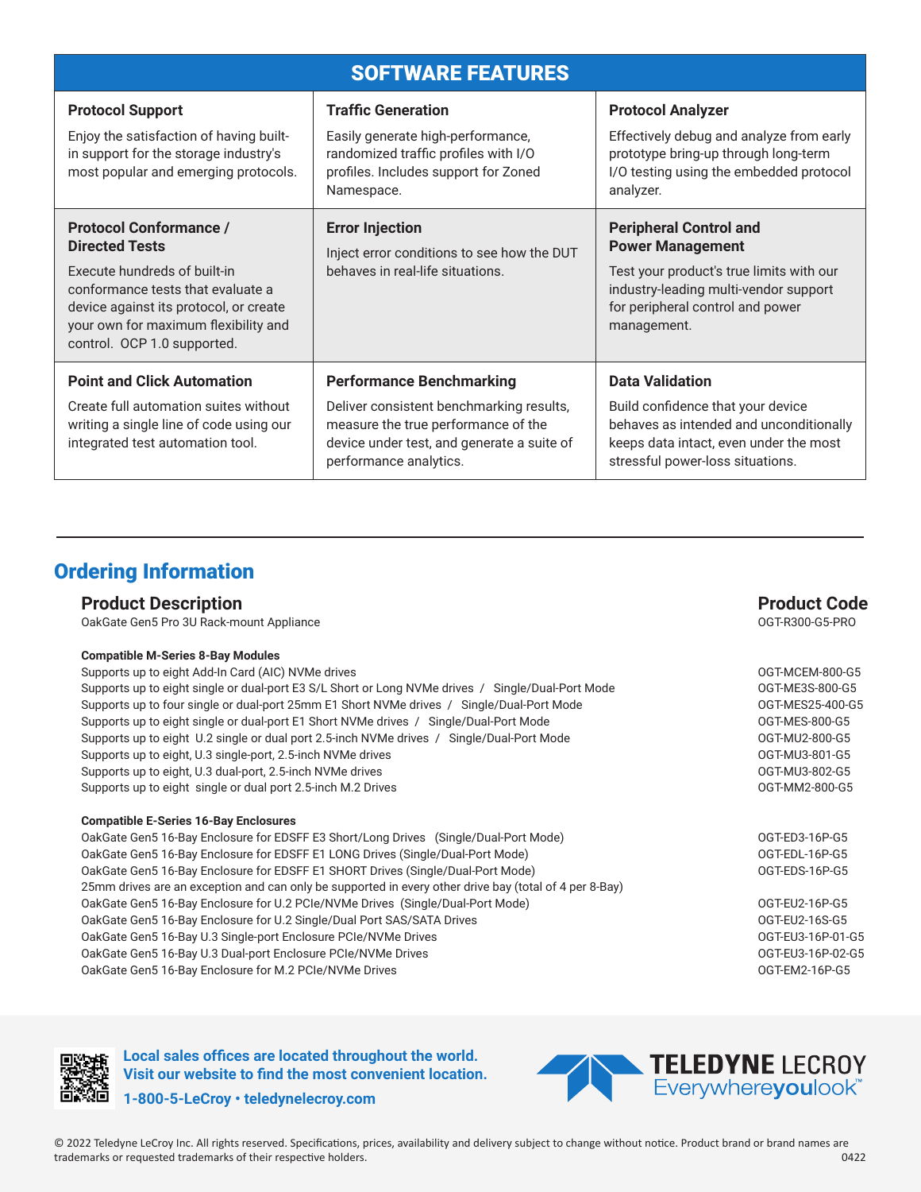# SOFTWARE FEATURES

| | | |
|---|---|---|
| **Protocol Support**<br>Enjoy the satisfaction of having built-in support for the storage industry's most popular and emerging protocols. | **Traffic Generation**<br>Easily generate high-performance, randomized traffic profiles with I/O profiles. Includes support for Zoned Namespace. | **Protocol Analyzer**<br>Effectively debug and analyze from early prototype bring-up through long-term I/O testing using the embedded protocol analyzer. |
| **Protocol Conformance / Directed Tests**<br>Execute hundreds of built-in conformance tests that evaluate a device against its protocol, or create your own for maximum flexibility and control.  OCP 1.0 supported. | **Error Injection**<br>Inject error conditions to see how the DUT behaves in real-life situations. | **Peripheral Control and Power Management**<br>Test your product's true limits with our industry-leading multi-vendor support for peripheral control and power management. |
| **Point and Click Automation**<br>Create full automation suites without writing a single line of code using our integrated test automation tool. | **Performance Benchmarking**<br>Deliver consistent benchmarking results, measure the true performance of the device under test, and generate a suite of performance analytics. | **Data Validation**<br>Build confidence that your device behaves as intended and unconditionally keeps data intact, even under the most stressful power-loss situations. |

## Ordering Information

| Product Description | Product Code |
|---|---|
| OakGate Gen5 Pro 3U Rack-mount Appliance | OGT-R300-G5-PRO |
| **Compatible M-Series 8-Bay Modules** | |
| Supports up to eight Add-In Card (AIC) NVMe drives | OGT-MCEM-800-G5 |
| Supports up to eight single or dual-port E3 S/L Short or Long NVMe drives / Single/Dual-Port Mode | OGT-ME3S-800-G5 |
| Supports up to four single or dual-port 25mm E1 Short NVMe drives / Single/Dual-Port Mode | OGT-MES25-400-G5 |
| Supports up to eight single or dual-port E1 Short NVMe drives / Single/Dual-Port Mode | OGT-MES-800-G5 |
| Supports up to eight U.2 single or dual port 2.5-inch NVMe drives / Single/Dual-Port Mode | OGT-MU2-800-G5 |
| Supports up to eight, U.3 single-port, 2.5-inch NVMe drives | OGT-MU3-801-G5 |
| Supports up to eight, U.3 dual-port, 2.5-inch NVMe drives | OGT-MU3-802-G5 |
| Supports up to eight single or dual port 2.5-inch M.2 Drives | OGT-MM2-800-G5 |
| **Compatible E-Series 16-Bay Enclosures** | |
| OakGate Gen5 16-Bay Enclosure for EDSFF E3 Short/Long Drives (Single/Dual-Port Mode) | OGT-ED3-16P-G5 |
| OakGate Gen5 16-Bay Enclosure for EDSFF E1 LONG Drives (Single/Dual-Port Mode) | OGT-EDL-16P-G5 |
| OakGate Gen5 16-Bay Enclosure for EDSFF E1 SHORT Drives (Single/Dual-Port Mode) | OGT-EDS-16P-G5 |
| 25mm drives are an exception and can only be supported in every other drive bay (total of 4 per 8-Bay) | |
| OakGate Gen5 16-Bay Enclosure for U.2 PCIe/NVMe Drives (Single/Dual-Port Mode) | OGT-EU2-16P-G5 |
| OakGate Gen5 16-Bay Enclosure for U.2 Single/Dual Port SAS/SATA Drives | OGT-EU2-16S-G5 |
| OakGate Gen5 16-Bay U.3 Single-port Enclosure PCIe/NVMe Drives | OGT-EU3-16P-01-G5 |
| OakGate Gen5 16-Bay U.3 Dual-port Enclosure PCIe/NVMe Drives | OGT-EU3-16P-02-G5 |
| OakGate Gen5 16-Bay Enclosure for M.2 PCIe/NVMe Drives | OGT-EM2-16P-G5 |

**Local sales offices are located throughout the world.**
**Visit our website to find the most convenient location.**

**1-800-5-LeCroy • teledynelecroy.com**

TELEDYNE LECROY
Everywhereyoulook™

© 2022 Teledyne LeCroy Inc. All rights reserved. Specifications, prices, availability and delivery subject to change without notice. Product brand or brand names are trademarks or requested trademarks of their respective holders.

0422